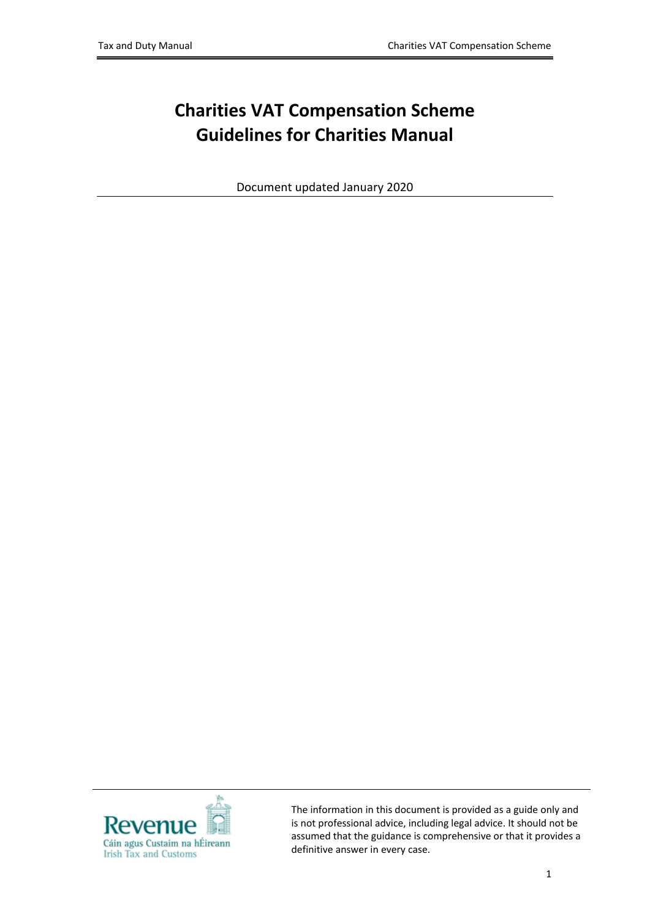# Charities VAT Compensation Scheme Guidelines for Charities Manual

Document updated January 2020

The information in this document is provided as a guide only and is not professional advice, including legal advice. It should not be assumed that the guidance is comprehensive or that it provides a definitive answer in every case.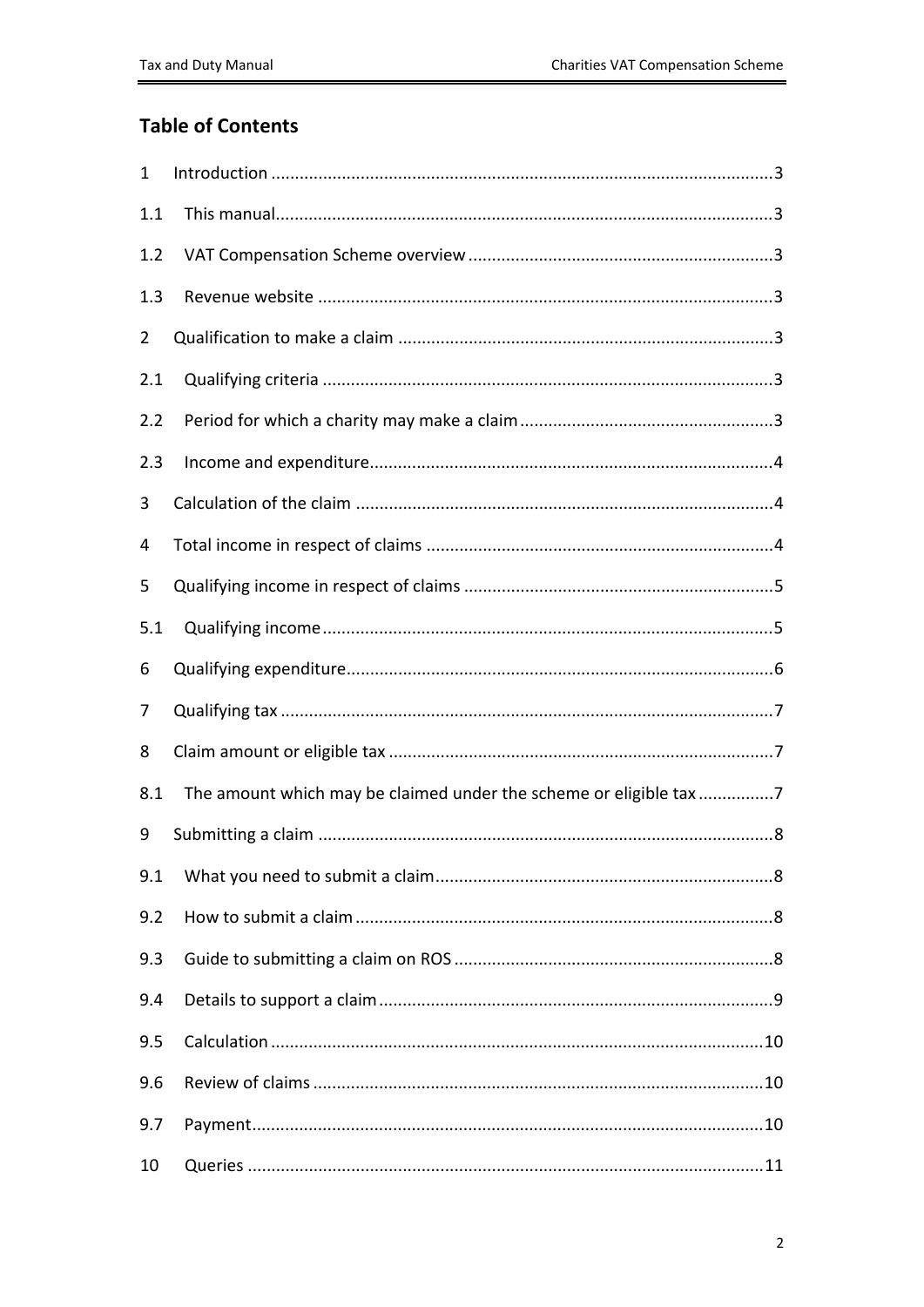## Table of Contents

| | | |
|---|---|---|
| 1 | Introduction | 3 |
| 1.1 | This manual | 3 |
| 1.2 | VAT Compensation Scheme overview | 3 |
| 1.3 | Revenue website | 3 |
| 2 | Qualification to make a claim | 3 |
| 2.1 | Qualifying criteria | 3 |
| 2.2 | Period for which a charity may make a claim | 3 |
| 2.3 | Income and expenditure | 4 |
| 3 | Calculation of the claim | 4 |
| 4 | Total income in respect of claims | 4 |
| 5 | Qualifying income in respect of claims | 5 |
| 5.1 | Qualifying income | 5 |
| 6 | Qualifying expenditure | 6 |
| 7 | Qualifying tax | 7 |
| 8 | Claim amount or eligible tax | 7 |
| 8.1 | The amount which may be claimed under the scheme or eligible tax | 7 |
| 9 | Submitting a claim | 8 |
| 9.1 | What you need to submit a claim | 8 |
| 9.2 | How to submit a claim | 8 |
| 9.3 | Guide to submitting a claim on ROS | 8 |
| 9.4 | Details to support a claim | 9 |
| 9.5 | Calculation | 10 |
| 9.6 | Review of claims | 10 |
| 9.7 | Payment | 10 |
| 10 | Queries | 11 |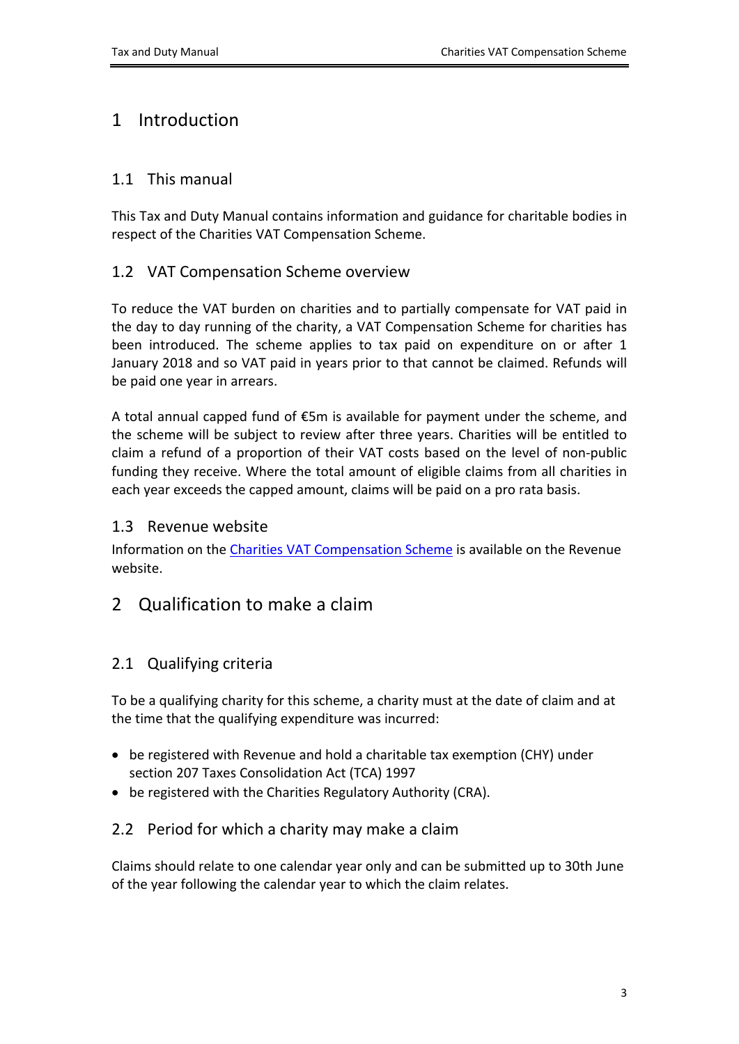# 1 Introduction

## 1.1 This manual

This Tax and Duty Manual contains information and guidance for charitable bodies in respect of the Charities VAT Compensation Scheme.

## 1.2 VAT Compensation Scheme overview

To reduce the VAT burden on charities and to partially compensate for VAT paid in the day to day running of the charity, a VAT Compensation Scheme for charities has been introduced. The scheme applies to tax paid on expenditure on or after 1 January 2018 and so VAT paid in years prior to that cannot be claimed. Refunds will be paid one year in arrears.

A total annual capped fund of €5m is available for payment under the scheme, and the scheme will be subject to review after three years. Charities will be entitled to claim a refund of a proportion of their VAT costs based on the level of non-public funding they receive. Where the total amount of eligible claims from all charities in each year exceeds the capped amount, claims will be paid on a pro rata basis.

## 1.3 Revenue website

Information on the Charities VAT Compensation Scheme is available on the Revenue website.

# 2 Qualification to make a claim

## 2.1 Qualifying criteria

To be a qualifying charity for this scheme, a charity must at the date of claim and at the time that the qualifying expenditure was incurred:

- be registered with Revenue and hold a charitable tax exemption (CHY) under section 207 Taxes Consolidation Act (TCA) 1997
- be registered with the Charities Regulatory Authority (CRA).

## 2.2 Period for which a charity may make a claim

Claims should relate to one calendar year only and can be submitted up to 30th June of the year following the calendar year to which the claim relates.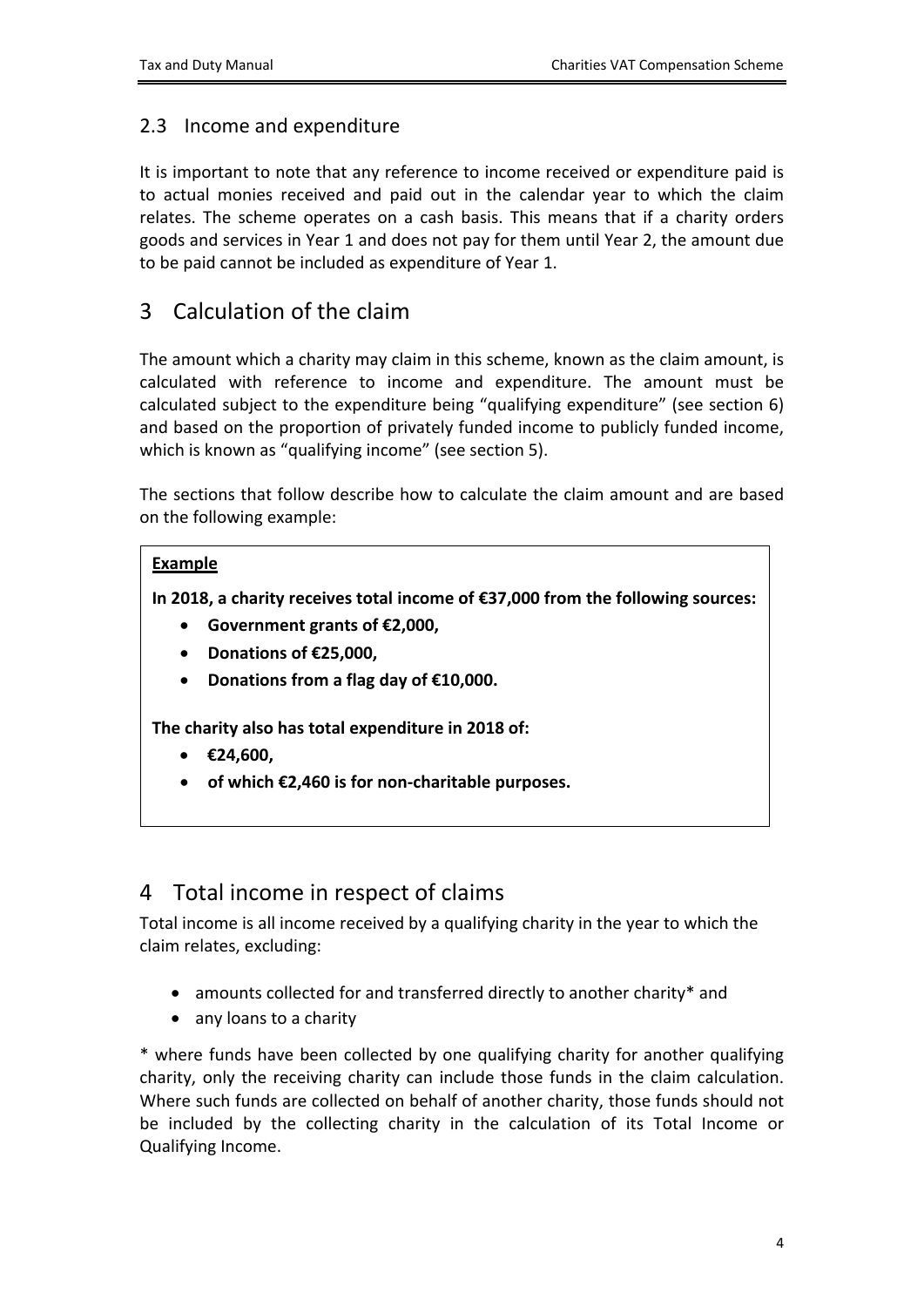## 2.3 Income and expenditure

It is important to note that any reference to income received or expenditure paid is to actual monies received and paid out in the calendar year to which the claim relates. The scheme operates on a cash basis. This means that if a charity orders goods and services in Year 1 and does not pay for them until Year 2, the amount due to be paid cannot be included as expenditure of Year 1.

# 3 Calculation of the claim

The amount which a charity may claim in this scheme, known as the claim amount, is calculated with reference to income and expenditure. The amount must be calculated subject to the expenditure being "qualifying expenditure" (see section 6) and based on the proportion of privately funded income to publicly funded income, which is known as "qualifying income" (see section 5).

The sections that follow describe how to calculate the claim amount and are based on the following example:

**Example**

**In 2018, a charity receives total income of €37,000 from the following sources:**

- **Government grants of €2,000,**
- **Donations of €25,000,**
- **Donations from a flag day of €10,000.**

**The charity also has total expenditure in 2018 of:**

- **€24,600,**
- **of which €2,460 is for non-charitable purposes.**

# 4 Total income in respect of claims

Total income is all income received by a qualifying charity in the year to which the claim relates, excluding:

- amounts collected for and transferred directly to another charity* and
- any loans to a charity

* where funds have been collected by one qualifying charity for another qualifying charity, only the receiving charity can include those funds in the claim calculation. Where such funds are collected on behalf of another charity, those funds should not be included by the collecting charity in the calculation of its Total Income or Qualifying Income.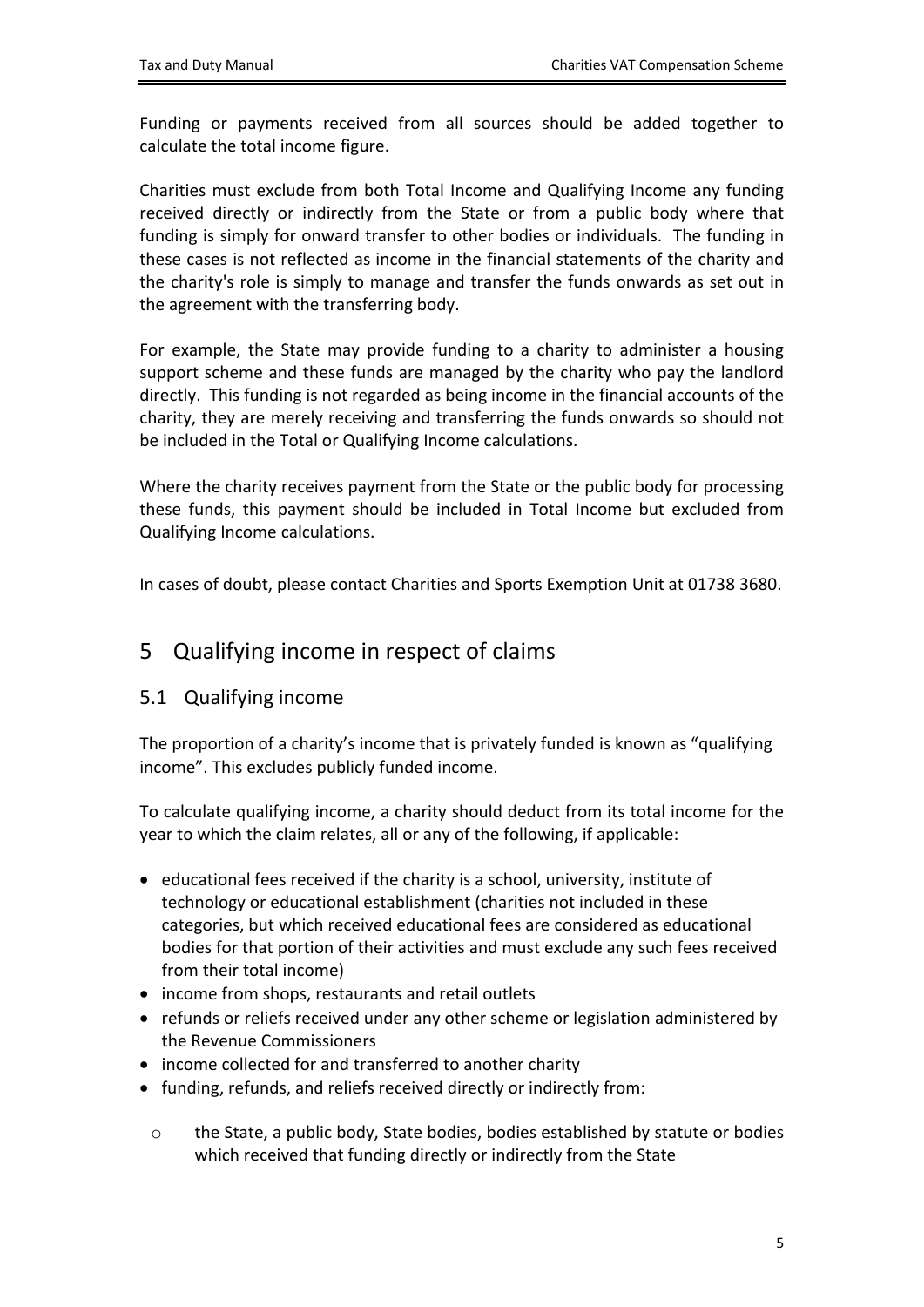Funding or payments received from all sources should be added together to calculate the total income figure.

Charities must exclude from both Total Income and Qualifying Income any funding received directly or indirectly from the State or from a public body where that funding is simply for onward transfer to other bodies or individuals. The funding in these cases is not reflected as income in the financial statements of the charity and the charity's role is simply to manage and transfer the funds onwards as set out in the agreement with the transferring body.

For example, the State may provide funding to a charity to administer a housing support scheme and these funds are managed by the charity who pay the landlord directly. This funding is not regarded as being income in the financial accounts of the charity, they are merely receiving and transferring the funds onwards so should not be included in the Total or Qualifying Income calculations.

Where the charity receives payment from the State or the public body for processing these funds, this payment should be included in Total Income but excluded from Qualifying Income calculations.

In cases of doubt, please contact Charities and Sports Exemption Unit at 01738 3680.

# 5 Qualifying income in respect of claims

## 5.1 Qualifying income

The proportion of a charity's income that is privately funded is known as "qualifying income". This excludes publicly funded income.

To calculate qualifying income, a charity should deduct from its total income for the year to which the claim relates, all or any of the following, if applicable:

- educational fees received if the charity is a school, university, institute of technology or educational establishment (charities not included in these categories, but which received educational fees are considered as educational bodies for that portion of their activities and must exclude any such fees received from their total income)
- income from shops, restaurants and retail outlets
- refunds or reliefs received under any other scheme or legislation administered by the Revenue Commissioners
- income collected for and transferred to another charity
- funding, refunds, and reliefs received directly or indirectly from:
    - the State, a public body, State bodies, bodies established by statute or bodies which received that funding directly or indirectly from the State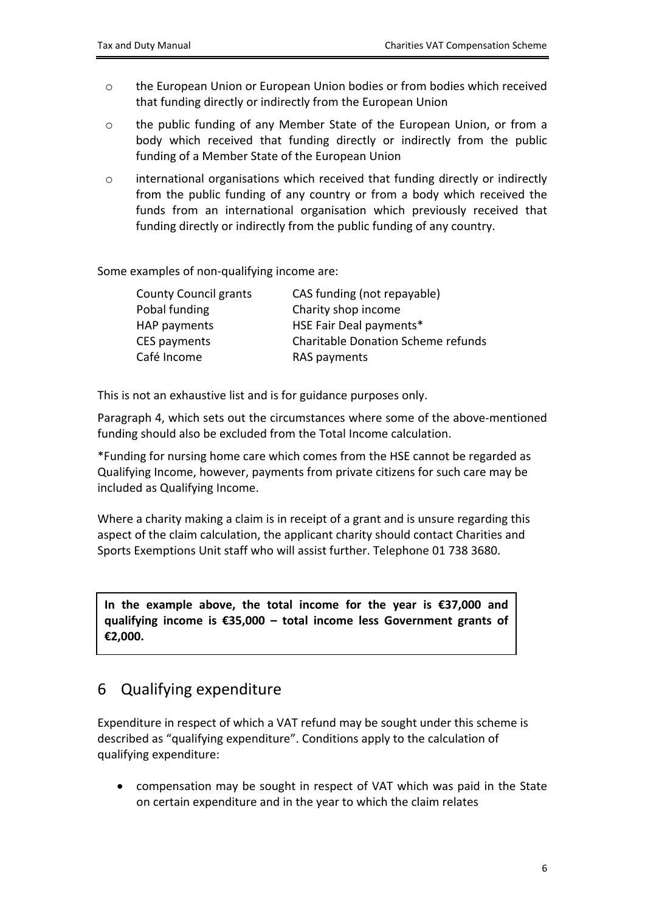- the European Union or European Union bodies or from bodies which received that funding directly or indirectly from the European Union
- the public funding of any Member State of the European Union, or from a body which received that funding directly or indirectly from the public funding of a Member State of the European Union
- international organisations which received that funding directly or indirectly from the public funding of any country or from a body which received the funds from an international organisation which previously received that funding directly or indirectly from the public funding of any country.

Some examples of non-qualifying income are:

| | |
|---|---|
| County Council grants | CAS funding (not repayable) |
| Pobal funding | Charity shop income |
| HAP payments | HSE Fair Deal payments* |
| CES payments | Charitable Donation Scheme refunds |
| Café Income | RAS payments |

This is not an exhaustive list and is for guidance purposes only.

Paragraph 4, which sets out the circumstances where some of the above-mentioned funding should also be excluded from the Total Income calculation.

*Funding for nursing home care which comes from the HSE cannot be regarded as Qualifying Income, however, payments from private citizens for such care may be included as Qualifying Income.

Where a charity making a claim is in receipt of a grant and is unsure regarding this aspect of the claim calculation, the applicant charity should contact Charities and Sports Exemptions Unit staff who will assist further. Telephone 01 738 3680.

> **In the example above, the total income for the year is €37,000 and qualifying income is €35,000 – total income less Government grants of €2,000.**

## 6 Qualifying expenditure

Expenditure in respect of which a VAT refund may be sought under this scheme is described as "qualifying expenditure". Conditions apply to the calculation of qualifying expenditure:

- compensation may be sought in respect of VAT which was paid in the State on certain expenditure and in the year to which the claim relates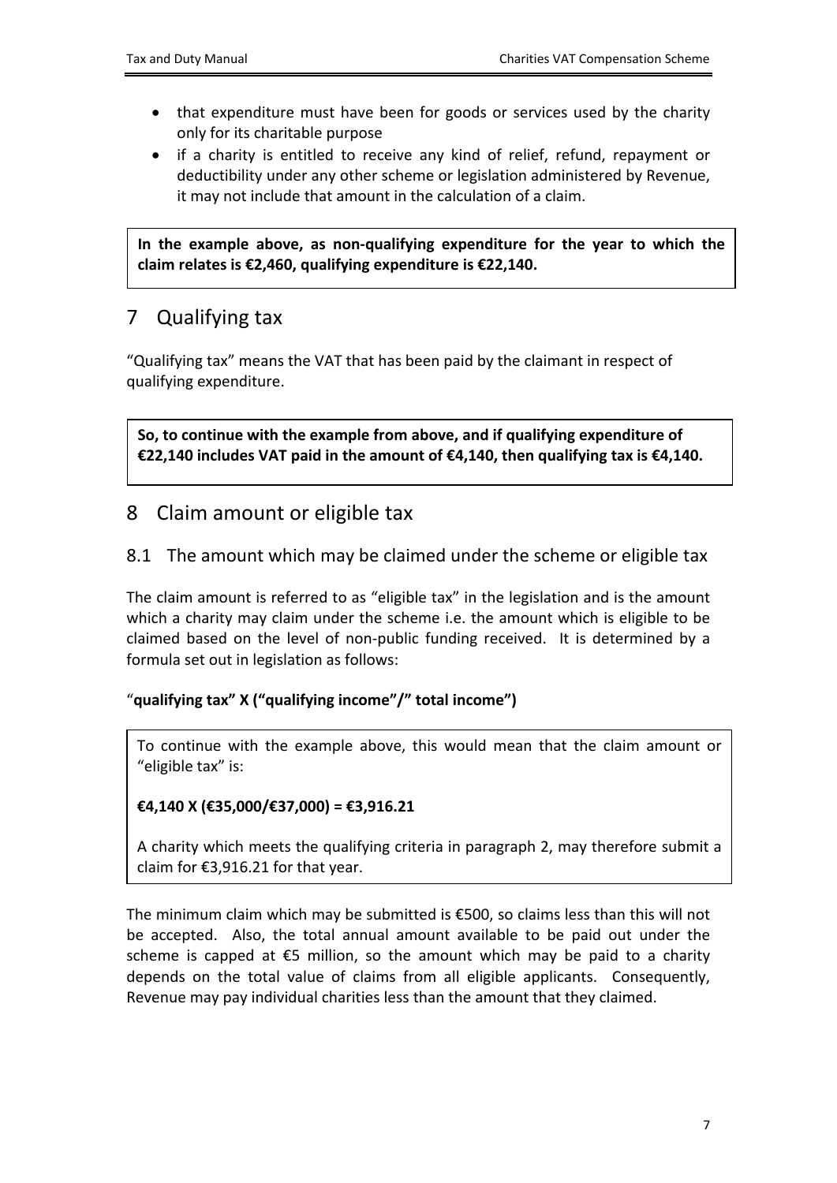- that expenditure must have been for goods or services used by the charity only for its charitable purpose
- if a charity is entitled to receive any kind of relief, refund, repayment or deductibility under any other scheme or legislation administered by Revenue, it may not include that amount in the calculation of a claim.

**In the example above, as non-qualifying expenditure for the year to which the claim relates is €2,460, qualifying expenditure is €22,140.**

# 7 Qualifying tax

"Qualifying tax" means the VAT that has been paid by the claimant in respect of qualifying expenditure.

**So, to continue with the example from above, and if qualifying expenditure of €22,140 includes VAT paid in the amount of €4,140, then qualifying tax is €4,140.**

# 8 Claim amount or eligible tax

## 8.1 The amount which may be claimed under the scheme or eligible tax

The claim amount is referred to as "eligible tax" in the legislation and is the amount which a charity may claim under the scheme i.e. the amount which is eligible to be claimed based on the level of non-public funding received. It is determined by a formula set out in legislation as follows:

"**qualifying tax" X ("qualifying income"/" total income")**

To continue with the example above, this would mean that the claim amount or "eligible tax" is:

**€4,140 X (€35,000/€37,000) = €3,916.21**

A charity which meets the qualifying criteria in paragraph 2, may therefore submit a claim for €3,916.21 for that year.

The minimum claim which may be submitted is €500, so claims less than this will not be accepted. Also, the total annual amount available to be paid out under the scheme is capped at €5 million, so the amount which may be paid to a charity depends on the total value of claims from all eligible applicants. Consequently, Revenue may pay individual charities less than the amount that they claimed.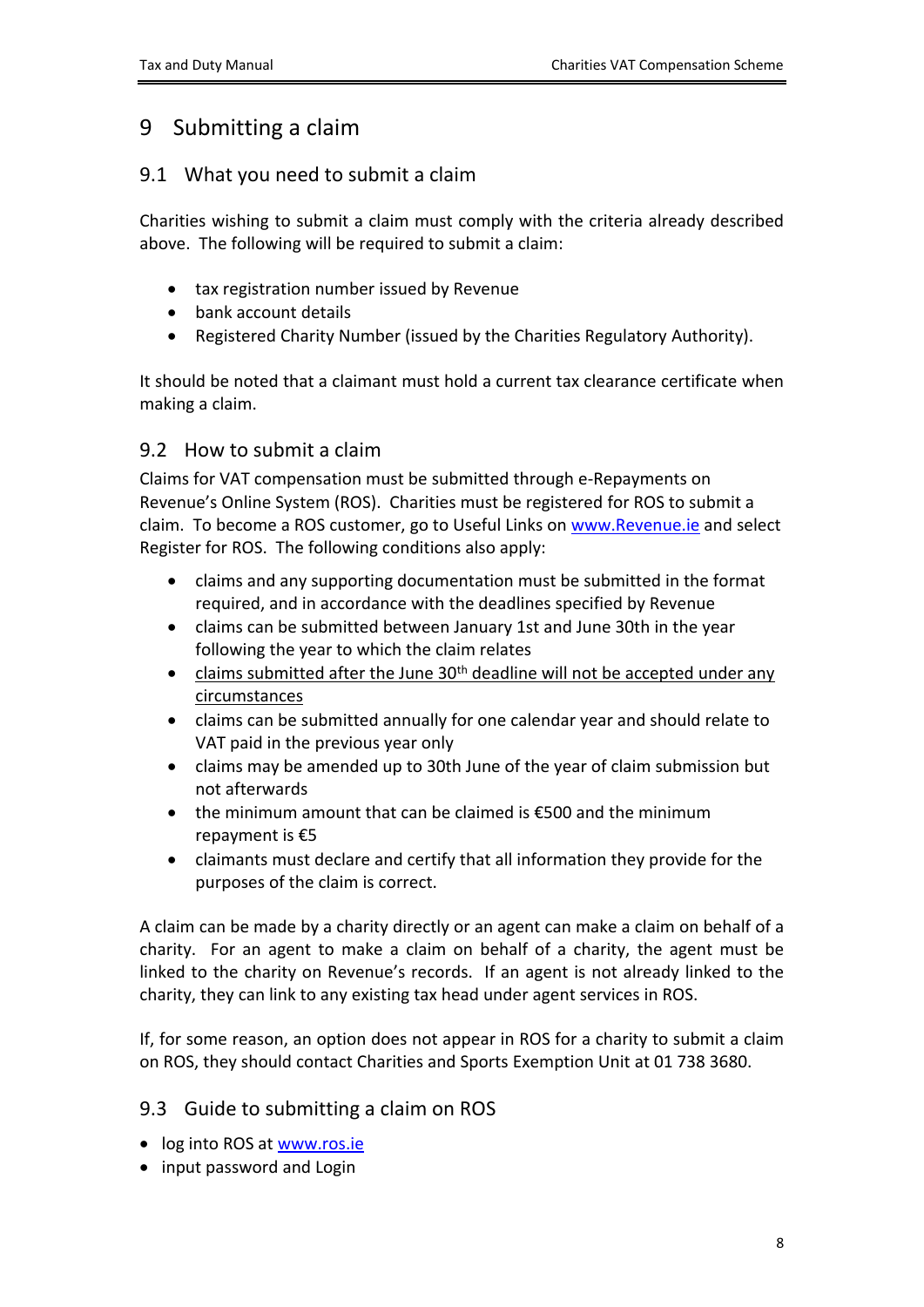# 9 Submitting a claim

## 9.1 What you need to submit a claim

Charities wishing to submit a claim must comply with the criteria already described above. The following will be required to submit a claim:

- tax registration number issued by Revenue
- bank account details
- Registered Charity Number (issued by the Charities Regulatory Authority).

It should be noted that a claimant must hold a current tax clearance certificate when making a claim.

## 9.2 How to submit a claim

Claims for VAT compensation must be submitted through e-Repayments on Revenue's Online System (ROS). Charities must be registered for ROS to submit a claim. To become a ROS customer, go to Useful Links on [www.Revenue.ie](http://www.Revenue.ie) and select Register for ROS. The following conditions also apply:

- claims and any supporting documentation must be submitted in the format required, and in accordance with the deadlines specified by Revenue
- claims can be submitted between January 1st and June 30th in the year following the year to which the claim relates
- <u>claims submitted after the June 30th deadline will not be accepted under any circumstances</u>
- claims can be submitted annually for one calendar year and should relate to VAT paid in the previous year only
- claims may be amended up to 30th June of the year of claim submission but not afterwards
- the minimum amount that can be claimed is €500 and the minimum repayment is €5
- claimants must declare and certify that all information they provide for the purposes of the claim is correct.

A claim can be made by a charity directly or an agent can make a claim on behalf of a charity. For an agent to make a claim on behalf of a charity, the agent must be linked to the charity on Revenue's records. If an agent is not already linked to the charity, they can link to any existing tax head under agent services in ROS.

If, for some reason, an option does not appear in ROS for a charity to submit a claim on ROS, they should contact Charities and Sports Exemption Unit at 01 738 3680.

## 9.3 Guide to submitting a claim on ROS

- log into ROS at [www.ros.ie](http://www.ros.ie)
- input password and Login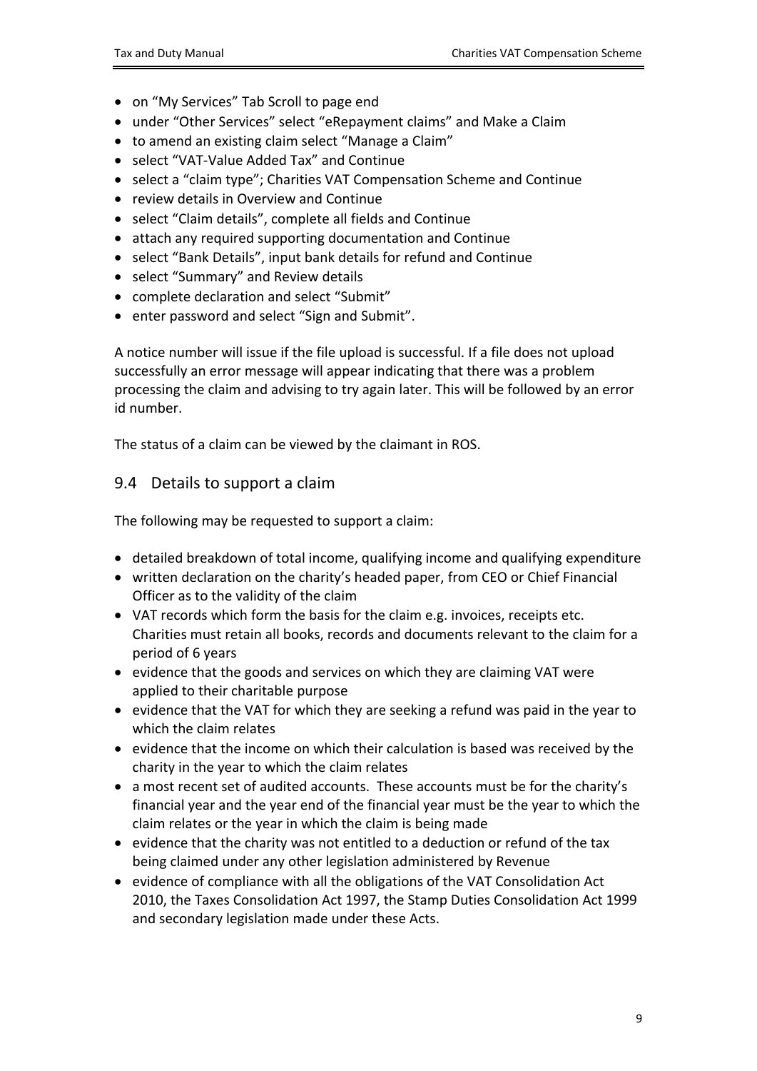- on "My Services" Tab Scroll to page end
- under "Other Services" select "eRepayment claims" and Make a Claim
- to amend an existing claim select "Manage a Claim"
- select "VAT-Value Added Tax" and Continue
- select a "claim type"; Charities VAT Compensation Scheme and Continue
- review details in Overview and Continue
- select "Claim details", complete all fields and Continue
- attach any required supporting documentation and Continue
- select "Bank Details", input bank details for refund and Continue
- select "Summary" and Review details
- complete declaration and select "Submit"
- enter password and select "Sign and Submit".

A notice number will issue if the file upload is successful. If a file does not upload successfully an error message will appear indicating that there was a problem processing the claim and advising to try again later. This will be followed by an error id number.

The status of a claim can be viewed by the claimant in ROS.

## 9.4 Details to support a claim

The following may be requested to support a claim:

- detailed breakdown of total income, qualifying income and qualifying expenditure
- written declaration on the charity's headed paper, from CEO or Chief Financial Officer as to the validity of the claim
- VAT records which form the basis for the claim e.g. invoices, receipts etc. Charities must retain all books, records and documents relevant to the claim for a period of 6 years
- evidence that the goods and services on which they are claiming VAT were applied to their charitable purpose
- evidence that the VAT for which they are seeking a refund was paid in the year to which the claim relates
- evidence that the income on which their calculation is based was received by the charity in the year to which the claim relates
- a most recent set of audited accounts. These accounts must be for the charity's financial year and the year end of the financial year must be the year to which the claim relates or the year in which the claim is being made
- evidence that the charity was not entitled to a deduction or refund of the tax being claimed under any other legislation administered by Revenue
- evidence of compliance with all the obligations of the VAT Consolidation Act 2010, the Taxes Consolidation Act 1997, the Stamp Duties Consolidation Act 1999 and secondary legislation made under these Acts.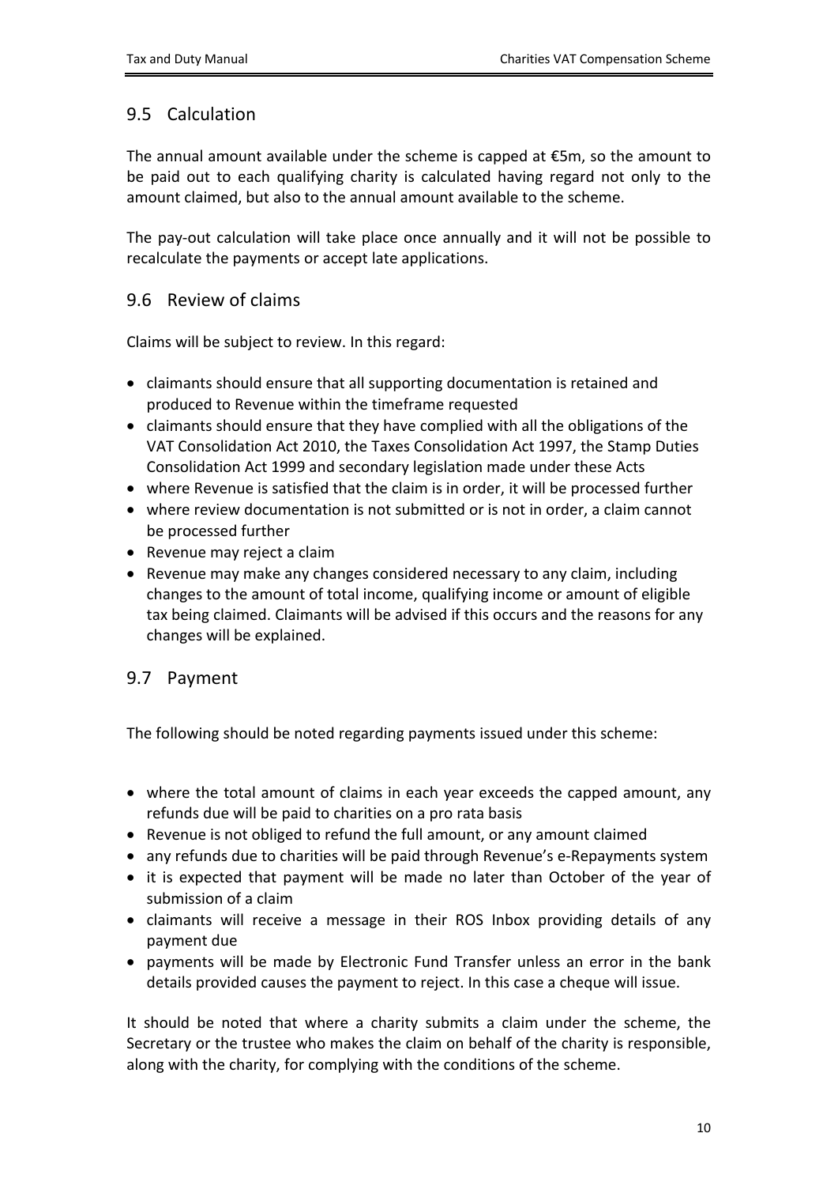## 9.5 Calculation

The annual amount available under the scheme is capped at €5m, so the amount to be paid out to each qualifying charity is calculated having regard not only to the amount claimed, but also to the annual amount available to the scheme.

The pay-out calculation will take place once annually and it will not be possible to recalculate the payments or accept late applications.

## 9.6 Review of claims

Claims will be subject to review. In this regard:

- claimants should ensure that all supporting documentation is retained and produced to Revenue within the timeframe requested
- claimants should ensure that they have complied with all the obligations of the VAT Consolidation Act 2010, the Taxes Consolidation Act 1997, the Stamp Duties Consolidation Act 1999 and secondary legislation made under these Acts
- where Revenue is satisfied that the claim is in order, it will be processed further
- where review documentation is not submitted or is not in order, a claim cannot be processed further
- Revenue may reject a claim
- Revenue may make any changes considered necessary to any claim, including changes to the amount of total income, qualifying income or amount of eligible tax being claimed. Claimants will be advised if this occurs and the reasons for any changes will be explained.

## 9.7 Payment

The following should be noted regarding payments issued under this scheme:

- where the total amount of claims in each year exceeds the capped amount, any refunds due will be paid to charities on a pro rata basis
- Revenue is not obliged to refund the full amount, or any amount claimed
- any refunds due to charities will be paid through Revenue's e-Repayments system
- it is expected that payment will be made no later than October of the year of submission of a claim
- claimants will receive a message in their ROS Inbox providing details of any payment due
- payments will be made by Electronic Fund Transfer unless an error in the bank details provided causes the payment to reject. In this case a cheque will issue.

It should be noted that where a charity submits a claim under the scheme, the Secretary or the trustee who makes the claim on behalf of the charity is responsible, along with the charity, for complying with the conditions of the scheme.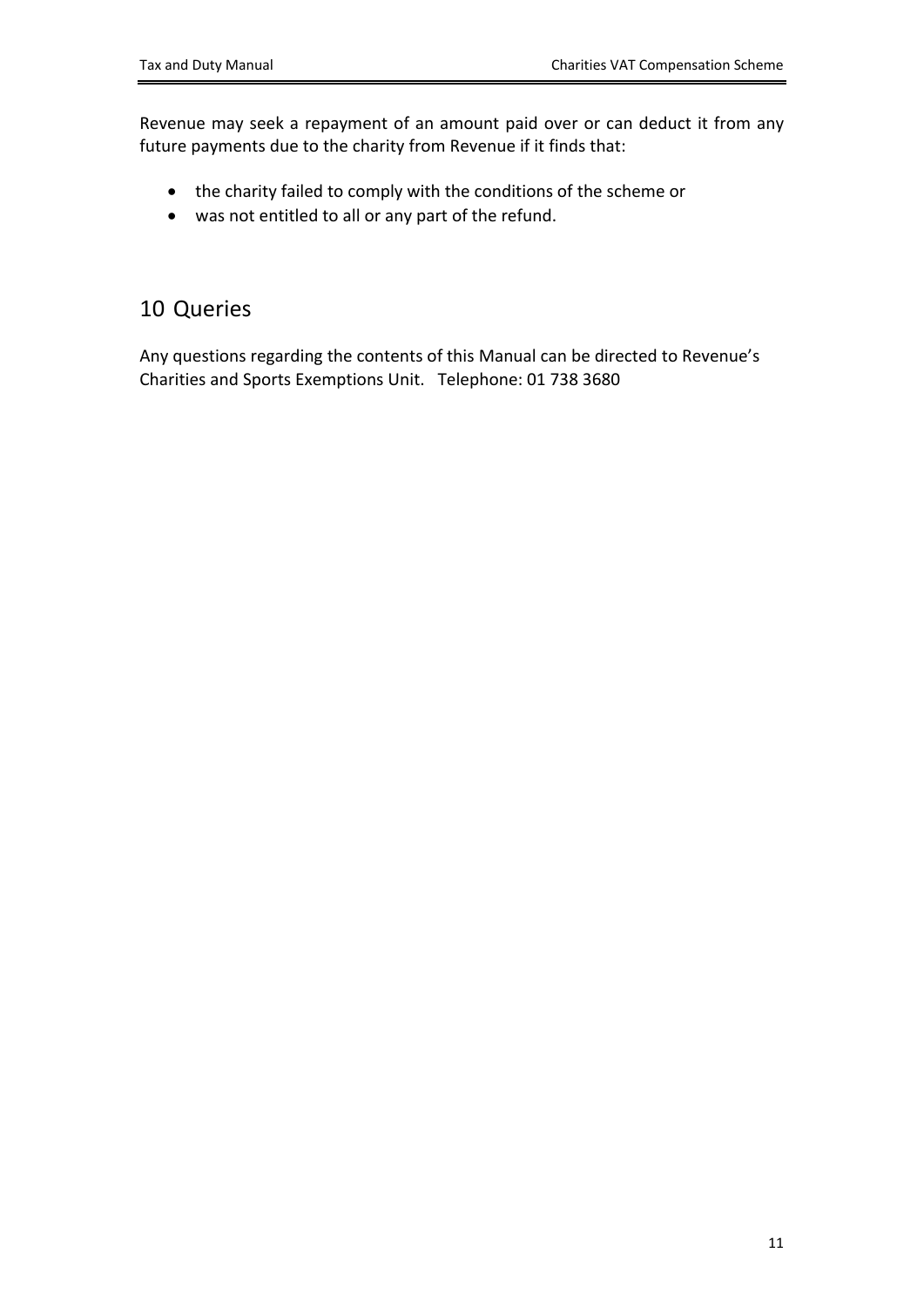Revenue may seek a repayment of an amount paid over or can deduct it from any future payments due to the charity from Revenue if it finds that:

- the charity failed to comply with the conditions of the scheme or
- was not entitled to all or any part of the refund.

# 10 Queries

Any questions regarding the contents of this Manual can be directed to Revenue's Charities and Sports Exemptions Unit. Telephone: 01 738 3680